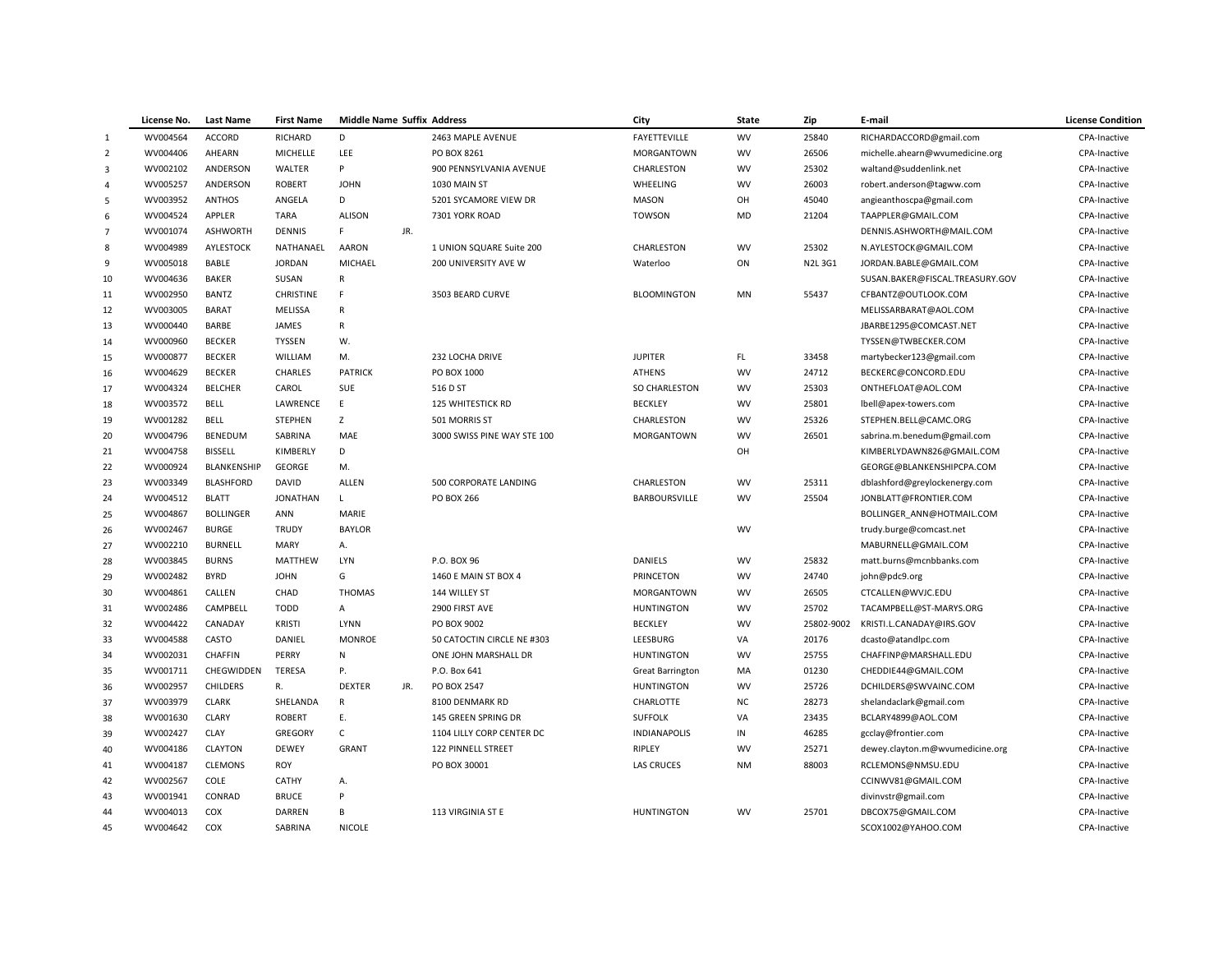| | License No. | Last Name | First Name | Middle Name | Suffix | Address | City | State | Zip | E-mail | License Condition |
|---|---|---|---|---|---|---|---|---|---|---|---|
| 1 | WV004564 | ACCORD | RICHARD | D | | 2463 MAPLE AVENUE | FAYETTEVILLE | WV | 25840 | RICHARDACCORD@gmail.com | CPA-Inactive |
| 2 | WV004406 | AHEARN | MICHELLE | LEE | | PO BOX 8261 | MORGANTOWN | WV | 26506 | michelle.ahearn@wvumedicine.org | CPA-Inactive |
| 3 | WV002102 | ANDERSON | WALTER | P | | 900 PENNSYLVANIA AVENUE | CHARLESTON | WV | 25302 | waltand@suddenlink.net | CPA-Inactive |
| 4 | WV005257 | ANDERSON | ROBERT | JOHN | | 1030 MAIN ST | WHEELING | WV | 26003 | robert.anderson@tagww.com | CPA-Inactive |
| 5 | WV003952 | ANTHOS | ANGELA | D | | 5201 SYCAMORE VIEW DR | MASON | OH | 45040 | angieanthoscpa@gmail.com | CPA-Inactive |
| 6 | WV004524 | APPLER | TARA | ALISON | | 7301 YORK ROAD | TOWSON | MD | 21204 | TAAPPLER@GMAIL.COM | CPA-Inactive |
| 7 | WV001074 | ASHWORTH | DENNIS | F | JR. | | | | | DENNIS.ASHWORTH@MAIL.COM | CPA-Inactive |
| 8 | WV004989 | AYLESTOCK | NATHANAEL | AARON | | 1 UNION SQUARE Suite 200 | CHARLESTON | WV | 25302 | N.AYLESTOCK@GMAIL.COM | CPA-Inactive |
| 9 | WV005018 | BABLE | JORDAN | MICHAEL | | 200 UNIVERSITY AVE W | Waterloo | ON | N2L 3G1 | JORDAN.BABLE@GMAIL.COM | CPA-Inactive |
| 10 | WV004636 | BAKER | SUSAN | R | | | | | | SUSAN.BAKER@FISCAL.TREASURY.GOV | CPA-Inactive |
| 11 | WV002950 | BANTZ | CHRISTINE | F | | 3503 BEARD CURVE | BLOOMINGTON | MN | 55437 | CFBANTZ@OUTLOOK.COM | CPA-Inactive |
| 12 | WV003005 | BARAT | MELISSA | R | | | | | | MELISSARBARAT@AOL.COM | CPA-Inactive |
| 13 | WV000440 | BARBE | JAMES | R | | | | | | JBARBE1295@COMCAST.NET | CPA-Inactive |
| 14 | WV000960 | BECKER | TYSSEN | W. | | | | | | TYSSEN@TWBECKER.COM | CPA-Inactive |
| 15 | WV000877 | BECKER | WILLIAM | M. | | 232 LOCHA DRIVE | JUPITER | FL | 33458 | martybecker123@gmail.com | CPA-Inactive |
| 16 | WV004629 | BECKER | CHARLES | PATRICK | | PO BOX 1000 | ATHENS | WV | 24712 | BECKERC@CONCORD.EDU | CPA-Inactive |
| 17 | WV004324 | BELCHER | CAROL | SUE | | 516 D ST | SO CHARLESTON | WV | 25303 | ONTHEFLOAT@AOL.COM | CPA-Inactive |
| 18 | WV003572 | BELL | LAWRENCE | E | | 125 WHITESTICK RD | BECKLEY | WV | 25801 | lbell@apex-towers.com | CPA-Inactive |
| 19 | WV001282 | BELL | STEPHEN | Z | | 501 MORRIS ST | CHARLESTON | WV | 25326 | STEPHEN.BELL@CAMC.ORG | CPA-Inactive |
| 20 | WV004796 | BENEDUM | SABRINA | MAE | | 3000 SWISS PINE WAY STE 100 | MORGANTOWN | WV | 26501 | sabrina.m.benedum@gmail.com | CPA-Inactive |
| 21 | WV004758 | BISSELL | KIMBERLY | D | | | | OH | | KIMBERLYDAWN826@GMAIL.COM | CPA-Inactive |
| 22 | WV000924 | BLANKENSHIP | GEORGE | M. | | | | | | GEORGE@BLANKENSHIPCPA.COM | CPA-Inactive |
| 23 | WV003349 | BLASHFORD | DAVID | ALLEN | | 500 CORPORATE LANDING | CHARLESTON | WV | 25311 | dblashford@greylockenergy.com | CPA-Inactive |
| 24 | WV004512 | BLATT | JONATHAN | L | | PO BOX 266 | BARBOURSVILLE | WV | 25504 | JONBLATT@FRONTIER.COM | CPA-Inactive |
| 25 | WV004867 | BOLLINGER | ANN | MARIE | | | | | | BOLLINGER_ANN@HOTMAIL.COM | CPA-Inactive |
| 26 | WV002467 | BURGE | TRUDY | BAYLOR | | | | WV | | trudy.burge@comcast.net | CPA-Inactive |
| 27 | WV002210 | BURNELL | MARY | A. | | | | | | MABURNELL@GMAIL.COM | CPA-Inactive |
| 28 | WV003845 | BURNS | MATTHEW | LYN | | P.O. BOX 96 | DANIELS | WV | 25832 | matt.burns@mcnbbanks.com | CPA-Inactive |
| 29 | WV002482 | BYRD | JOHN | G | | 1460 E MAIN ST BOX 4 | PRINCETON | WV | 24740 | john@pdc9.org | CPA-Inactive |
| 30 | WV004861 | CALLEN | CHAD | THOMAS | | 144 WILLEY ST | MORGANTOWN | WV | 26505 | CTCALLEN@WVJC.EDU | CPA-Inactive |
| 31 | WV002486 | CAMPBELL | TODD | A | | 2900 FIRST AVE | HUNTINGTON | WV | 25702 | TACAMPBELL@ST-MARYS.ORG | CPA-Inactive |
| 32 | WV004422 | CANADAY | KRISTI | LYNN | | PO BOX 9002 | BECKLEY | WV | 25802-9002 | KRISTI.L.CANADAY@IRS.GOV | CPA-Inactive |
| 33 | WV004588 | CASTO | DANIEL | MONROE | | 50 CATOCTIN CIRCLE NE #303 | LEESBURG | VA | 20176 | dcasto@atandlpc.com | CPA-Inactive |
| 34 | WV002031 | CHAFFIN | PERRY | N | | ONE JOHN MARSHALL DR | HUNTINGTON | WV | 25755 | CHAFFINP@MARSHALL.EDU | CPA-Inactive |
| 35 | WV001711 | CHEGWIDDEN | TERESA | P. | | P.O. Box 641 | Great Barrington | MA | 01230 | CHEDDIE44@GMAIL.COM | CPA-Inactive |
| 36 | WV002957 | CHILDERS | R. | DEXTER | JR. | PO BOX 2547 | HUNTINGTON | WV | 25726 | DCHILDERS@SWVAINC.COM | CPA-Inactive |
| 37 | WV003979 | CLARK | SHELANDA | R | | 8100 DENMARK RD | CHARLOTTE | NC | 28273 | shelandaclark@gmail.com | CPA-Inactive |
| 38 | WV001630 | CLARY | ROBERT | E. | | 145 GREEN SPRING DR | SUFFOLK | VA | 23435 | BCLARY4899@AOL.COM | CPA-Inactive |
| 39 | WV002427 | CLAY | GREGORY | C | | 1104 LILLY CORP CENTER DC | INDIANAPOLIS | IN | 46285 | gcclay@frontier.com | CPA-Inactive |
| 40 | WV004186 | CLAYTON | DEWEY | GRANT | | 122 PINNELL STREET | RIPLEY | WV | 25271 | dewey.clayton.m@wvumedicine.org | CPA-Inactive |
| 41 | WV004187 | CLEMONS | ROY | | | PO BOX 30001 | LAS CRUCES | NM | 88003 | RCLEMONS@NMSU.EDU | CPA-Inactive |
| 42 | WV002567 | COLE | CATHY | A. | | | | | | CCINWV81@GMAIL.COM | CPA-Inactive |
| 43 | WV001941 | CONRAD | BRUCE | P | | | | | | divinvstr@gmail.com | CPA-Inactive |
| 44 | WV004013 | COX | DARREN | B | | 113 VIRGINIA ST E | HUNTINGTON | WV | 25701 | DBCOX75@GMAIL.COM | CPA-Inactive |
| 45 | WV004642 | COX | SABRINA | NICOLE | | | | | | SCOX1002@YAHOO.COM | CPA-Inactive |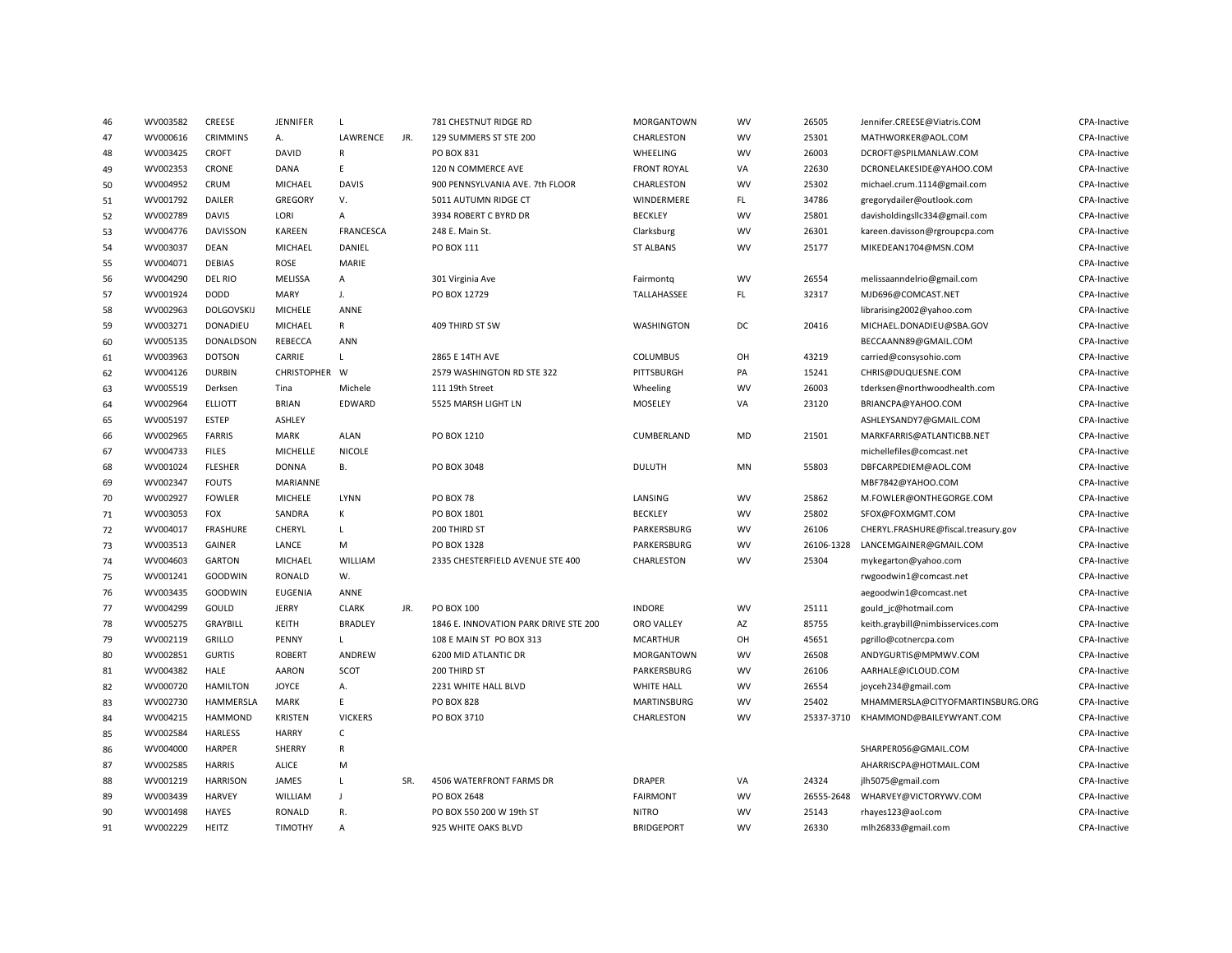| | | | | | | | | | | | |
|---|---|---|---|---|---|---|---|---|---|---|---|
| 46 | WV003582 | CREESE | JENNIFER | L | | 781 CHESTNUT RIDGE RD | MORGANTOWN | WV | 26505 | Jennifer.CREESE@Viatris.COM | CPA-Inactive |
| 47 | WV000616 | CRIMMINS | A. | LAWRENCE | JR. | 129 SUMMERS ST STE 200 | CHARLESTON | WV | 25301 | MATHWORKER@AOL.COM | CPA-Inactive |
| 48 | WV003425 | CROFT | DAVID | R | | PO BOX 831 | WHEELING | WV | 26003 | DCROFT@SPILMANLAW.COM | CPA-Inactive |
| 49 | WV002353 | CRONE | DANA | E | | 120 N COMMERCE AVE | FRONT ROYAL | VA | 22630 | DCRONELAKESIDE@YAHOO.COM | CPA-Inactive |
| 50 | WV004952 | CRUM | MICHAEL | DAVIS | | 900 PENNSYLVANIA AVE. 7th FLOOR | CHARLESTON | WV | 25302 | michael.crum.1114@gmail.com | CPA-Inactive |
| 51 | WV001792 | DAILER | GREGORY | V. | | 5011 AUTUMN RIDGE CT | WINDERMERE | FL | 34786 | gregorydailer@outlook.com | CPA-Inactive |
| 52 | WV002789 | DAVIS | LORI | A | | 3934 ROBERT C BYRD DR | BECKLEY | WV | 25801 | davisholdingsllc334@gmail.com | CPA-Inactive |
| 53 | WV004776 | DAVISSON | KAREEN | FRANCESCA | | 248 E. Main St. | Clarksburg | WV | 26301 | kareen.davisson@rgroupcpa.com | CPA-Inactive |
| 54 | WV003037 | DEAN | MICHAEL | DANIEL | | PO BOX 111 | ST ALBANS | WV | 25177 | MIKEDEAN1704@MSN.COM | CPA-Inactive |
| 55 | WV004071 | DEBIAS | ROSE | MARIE | | | | | | | CPA-Inactive |
| 56 | WV004290 | DEL RIO | MELISSA | A | | 301 Virginia Ave | Fairmontq | WV | 26554 | melissaanndelrio@gmail.com | CPA-Inactive |
| 57 | WV001924 | DODD | MARY | J. | | PO BOX 12729 | TALLAHASSEE | FL | 32317 | MJD696@COMCAST.NET | CPA-Inactive |
| 58 | WV002963 | DOLGOVSKIJ | MICHELE | ANNE | | | | | | librarising2002@yahoo.com | CPA-Inactive |
| 59 | WV003271 | DONADIEU | MICHAEL | R | | 409 THIRD ST SW | WASHINGTON | DC | 20416 | MICHAEL.DONADIEU@SBA.GOV | CPA-Inactive |
| 60 | WV005135 | DONALDSON | REBECCA | ANN | | | | | | BECCAANN89@GMAIL.COM | CPA-Inactive |
| 61 | WV003963 | DOTSON | CARRIE | L | | 2865 E 14TH AVE | COLUMBUS | OH | 43219 | carried@consysohio.com | CPA-Inactive |
| 62 | WV004126 | DURBIN | CHRISTOPHER | W | | 2579 WASHINGTON RD STE 322 | PITTSBURGH | PA | 15241 | CHRIS@DUQUESNE.COM | CPA-Inactive |
| 63 | WV005519 | Derksen | Tina | Michele | | 111 19th Street | Wheeling | WV | 26003 | tderksen@northwoodhealth.com | CPA-Inactive |
| 64 | WV002964 | ELLIOTT | BRIAN | EDWARD | | 5525 MARSH LIGHT LN | MOSELEY | VA | 23120 | BRIANCPA@YAHOO.COM | CPA-Inactive |
| 65 | WV005197 | ESTEP | ASHLEY | | | | | | | ASHLEYSANDY7@GMAIL.COM | CPA-Inactive |
| 66 | WV002965 | FARRIS | MARK | ALAN | | PO BOX 1210 | CUMBERLAND | MD | 21501 | MARKFARRIS@ATLANTICBB.NET | CPA-Inactive |
| 67 | WV004733 | FILES | MICHELLE | NICOLE | | | | | | michellefiles@comcast.net | CPA-Inactive |
| 68 | WV001024 | FLESHER | DONNA | B. | | PO BOX 3048 | DULUTH | MN | 55803 | DBFCARPEDIEM@AOL.COM | CPA-Inactive |
| 69 | WV002347 | FOUTS | MARIANNE | | | | | | | MBF7842@YAHOO.COM | CPA-Inactive |
| 70 | WV002927 | FOWLER | MICHELE | LYNN | | PO BOX 78 | LANSING | WV | 25862 | M.FOWLER@ONTHEGORGE.COM | CPA-Inactive |
| 71 | WV003053 | FOX | SANDRA | K | | PO BOX 1801 | BECKLEY | WV | 25802 | SFOX@FOXMGMT.COM | CPA-Inactive |
| 72 | WV004017 | FRASHURE | CHERYL | L | | 200 THIRD ST | PARKERSBURG | WV | 26106 | CHERYL.FRASHURE@fiscal.treasury.gov | CPA-Inactive |
| 73 | WV003513 | GAINER | LANCE | M | | PO BOX 1328 | PARKERSBURG | WV | 26106-1328 | LANCEMGAINER@GMAIL.COM | CPA-Inactive |
| 74 | WV004603 | GARTON | MICHAEL | WILLIAM | | 2335 CHESTERFIELD AVENUE STE 400 | CHARLESTON | WV | 25304 | mykegarton@yahoo.com | CPA-Inactive |
| 75 | WV001241 | GOODWIN | RONALD | W. | | | | | | rwgoodwin1@comcast.net | CPA-Inactive |
| 76 | WV003435 | GOODWIN | EUGENIA | ANNE | | | | | | aegoodwin1@comcast.net | CPA-Inactive |
| 77 | WV004299 | GOULD | JERRY | CLARK | JR. | PO BOX 100 | INDORE | WV | 25111 | gould_jc@hotmail.com | CPA-Inactive |
| 78 | WV005275 | GRAYBILL | KEITH | BRADLEY | | 1846 E. INNOVATION PARK DRIVE STE 200 | ORO VALLEY | AZ | 85755 | keith.graybill@nimbisservices.com | CPA-Inactive |
| 79 | WV002119 | GRILLO | PENNY | L | | 108 E MAIN ST PO BOX 313 | MCARTHUR | OH | 45651 | pgrillo@cotnercpa.com | CPA-Inactive |
| 80 | WV002851 | GURTIS | ROBERT | ANDREW | | 6200 MID ATLANTIC DR | MORGANTOWN | WV | 26508 | ANDYGURTIS@MPMWV.COM | CPA-Inactive |
| 81 | WV004382 | HALE | AARON | SCOT | | 200 THIRD ST | PARKERSBURG | WV | 26106 | AARHALE@ICLOUD.COM | CPA-Inactive |
| 82 | WV000720 | HAMILTON | JOYCE | A. | | 2231 WHITE HALL BLVD | WHITE HALL | WV | 26554 | joyceh234@gmail.com | CPA-Inactive |
| 83 | WV002730 | HAMMERSLA | MARK | E | | PO BOX 828 | MARTINSBURG | WV | 25402 | MHAMMERSLA@CITYOFMARTINSBURG.ORG | CPA-Inactive |
| 84 | WV004215 | HAMMOND | KRISTEN | VICKERS | | PO BOX 3710 | CHARLESTON | WV | 25337-3710 | KHAMMOND@BAILEYWYANT.COM | CPA-Inactive |
| 85 | WV002584 | HARLESS | HARRY | C | | | | | | | CPA-Inactive |
| 86 | WV004000 | HARPER | SHERRY | R | | | | | | SHARPER056@GMAIL.COM | CPA-Inactive |
| 87 | WV002585 | HARRIS | ALICE | M | | | | | | AHARRISCPA@HOTMAIL.COM | CPA-Inactive |
| 88 | WV001219 | HARRISON | JAMES | L | SR. | 4506 WATERFRONT FARMS DR | DRAPER | VA | 24324 | jlh5075@gmail.com | CPA-Inactive |
| 89 | WV003439 | HARVEY | WILLIAM | J | | PO BOX 2648 | FAIRMONT | WV | 26555-2648 | WHARVEY@VICTORYWV.COM | CPA-Inactive |
| 90 | WV001498 | HAYES | RONALD | R. | | PO BOX 550 200 W 19th ST | NITRO | WV | 25143 | rhayes123@aol.com | CPA-Inactive |
| 91 | WV002229 | HEITZ | TIMOTHY | A | | 925 WHITE OAKS BLVD | BRIDGEPORT | WV | 26330 | mlh26833@gmail.com | CPA-Inactive |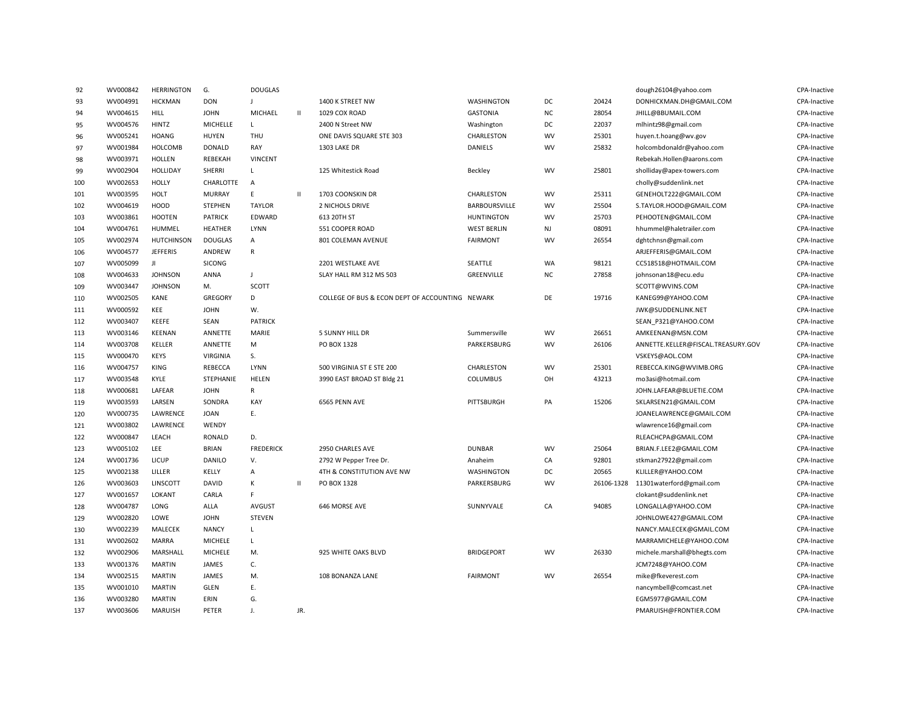| | | | | | | | | | | | |
|---|---|---|---|---|---|---|---|---|---|---|---|
| 92 | WV000842 | HERRINGTON | G. | DOUGLAS | | | | | | dough26104@yahoo.com | CPA-Inactive |
| 93 | WV004991 | HICKMAN | DON | J | | 1400 K STREET NW | WASHINGTON | DC | 20424 | DONHICKMAN.DH@GMAIL.COM | CPA-Inactive |
| 94 | WV004615 | HILL | JOHN | MICHAEL | II | 1029 COX ROAD | GASTONIA | NC | 28054 | JHILL@BBUMAIL.COM | CPA-Inactive |
| 95 | WV004576 | HINTZ | MICHELLE | L | | 2400 N Street NW | Washington | DC | 22037 | mlhintz98@gmail.com | CPA-Inactive |
| 96 | WV005241 | HOANG | HUYEN | THU | | ONE DAVIS SQUARE STE 303 | CHARLESTON | WV | 25301 | huyen.t.hoang@wv.gov | CPA-Inactive |
| 97 | WV001984 | HOLCOMB | DONALD | RAY | | 1303 LAKE DR | DANIELS | WV | 25832 | holcombdonaldr@yahoo.com | CPA-Inactive |
| 98 | WV003971 | HOLLEN | REBEKAH | VINCENT | | | | | | Rebekah.Hollen@aarons.com | CPA-Inactive |
| 99 | WV002904 | HOLLIDAY | SHERRI | L | | 125 Whitestick Road | Beckley | WV | 25801 | sholliday@apex-towers.com | CPA-Inactive |
| 100 | WV002653 | HOLLY | CHARLOTTE | A | | | | | | cholly@suddenlink.net | CPA-Inactive |
| 101 | WV003595 | HOLT | MURRAY | E | II | 1703 COONSKIN DR | CHARLESTON | WV | 25311 | GENEHOLT222@GMAIL.COM | CPA-Inactive |
| 102 | WV004619 | HOOD | STEPHEN | TAYLOR | | 2 NICHOLS DRIVE | BARBOURSVILLE | WV | 25504 | S.TAYLOR.HOOD@GMAIL.COM | CPA-Inactive |
| 103 | WV003861 | HOOTEN | PATRICK | EDWARD | | 613 20TH ST | HUNTINGTON | WV | 25703 | PEHOOTEN@GMAIL.COM | CPA-Inactive |
| 104 | WV004761 | HUMMEL | HEATHER | LYNN | | 551 COOPER ROAD | WEST BERLIN | NJ | 08091 | hhummel@haletrailer.com | CPA-Inactive |
| 105 | WV002974 | HUTCHINSON | DOUGLAS | A | | 801 COLEMAN AVENUE | FAIRMONT | WV | 26554 | dghtchnsn@gmail.com | CPA-Inactive |
| 106 | WV004577 | JEFFERIS | ANDREW | R | | | | | | ARJEFFERIS@GMAIL.COM | CPA-Inactive |
| 107 | WV005099 | JI | SICONG | | | 2201 WESTLAKE AVE | SEATTLE | WA | 98121 | CC518518@HOTMAIL.COM | CPA-Inactive |
| 108 | WV004633 | JOHNSON | ANNA | J | | SLAY HALL RM 312 MS 503 | GREENVILLE | NC | 27858 | johnsonan18@ecu.edu | CPA-Inactive |
| 109 | WV003447 | JOHNSON | M. | SCOTT | | | | | | SCOTT@WVINS.COM | CPA-Inactive |
| 110 | WV002505 | KANE | GREGORY | D | | COLLEGE OF BUS & ECON DEPT OF ACCOUNTING | NEWARK | DE | 19716 | KANEG99@YAHOO.COM | CPA-Inactive |
| 111 | WV000592 | KEE | JOHN | W. | | | | | | JWK@SUDDENLINK.NET | CPA-Inactive |
| 112 | WV003407 | KEEFE | SEAN | PATRICK | | | | | | SEAN_P321@YAHOO.COM | CPA-Inactive |
| 113 | WV003146 | KEENAN | ANNETTE | MARIE | | 5 SUNNY HILL DR | Summersville | WV | 26651 | AMKEENAN@MSN.COM | CPA-Inactive |
| 114 | WV003708 | KELLER | ANNETTE | M | | PO BOX 1328 | PARKERSBURG | WV | 26106 | ANNETTE.KELLER@FISCAL.TREASURY.GOV | CPA-Inactive |
| 115 | WV000470 | KEYS | VIRGINIA | S. | | | | | | VSKEYS@AOL.COM | CPA-Inactive |
| 116 | WV004757 | KING | REBECCA | LYNN | | 500 VIRGINIA ST E STE 200 | CHARLESTON | WV | 25301 | REBECCA.KING@WVIMB.ORG | CPA-Inactive |
| 117 | WV003548 | KYLE | STEPHANIE | HELEN | | 3990 EAST BROAD ST Bldg 21 | COLUMBUS | OH | 43213 | mo3asi@hotmail.com | CPA-Inactive |
| 118 | WV000681 | LAFEAR | JOHN | R | | | | | | JOHN.LAFEAR@BLUETIE.COM | CPA-Inactive |
| 119 | WV003593 | LARSEN | SONDRA | KAY | | 6565 PENN AVE | PITTSBURGH | PA | 15206 | SKLARSEN21@GMAIL.COM | CPA-Inactive |
| 120 | WV000735 | LAWRENCE | JOAN | E. | | | | | | JOANELAWRENCE@GMAIL.COM | CPA-Inactive |
| 121 | WV003802 | LAWRENCE | WENDY | | | | | | | wlawrence16@gmail.com | CPA-Inactive |
| 122 | WV000847 | LEACH | RONALD | D. | | | | | | RLEACHCPA@GMAIL.COM | CPA-Inactive |
| 123 | WV005102 | LEE | BRIAN | FREDERICK | | 2950 CHARLES AVE | DUNBAR | WV | 25064 | BRIAN.F.LEE2@GMAIL.COM | CPA-Inactive |
| 124 | WV001736 | LICUP | DANILO | V. | | 2792 W Pepper Tree Dr. | Anaheim | CA | 92801 | stkman27922@gmail.com | CPA-Inactive |
| 125 | WV002138 | LILLER | KELLY | A | | 4TH & CONSTITUTION AVE NW | WASHINGTON | DC | 20565 | KLILLER@YAHOO.COM | CPA-Inactive |
| 126 | WV003603 | LINSCOTT | DAVID | K | II | PO BOX 1328 | PARKERSBURG | WV | 26106-1328 | 11301waterford@gmail.com | CPA-Inactive |
| 127 | WV001657 | LOKANT | CARLA | F | | | | | | clokant@suddenlink.net | CPA-Inactive |
| 128 | WV004787 | LONG | ALLA | AVGUST | | 646 MORSE AVE | SUNNYVALE | CA | 94085 | LONGALLA@YAHOO.COM | CPA-Inactive |
| 129 | WV002820 | LOWE | JOHN | STEVEN | | | | | | JOHNLOWE427@GMAIL.COM | CPA-Inactive |
| 130 | WV002239 | MALECEK | NANCY | L | | | | | | NANCY.MALECEK@GMAIL.COM | CPA-Inactive |
| 131 | WV002602 | MARRA | MICHELE | L | | | | | | MARRAMICHELE@YAHOO.COM | CPA-Inactive |
| 132 | WV002906 | MARSHALL | MICHELE | M. | | 925 WHITE OAKS BLVD | BRIDGEPORT | WV | 26330 | michele.marshall@bhegts.com | CPA-Inactive |
| 133 | WV001376 | MARTIN | JAMES | C. | | | | | | JCM7248@YAHOO.COM | CPA-Inactive |
| 134 | WV002515 | MARTIN | JAMES | M. | | 108 BONANZA LANE | FAIRMONT | WV | 26554 | mike@fkeverest.com | CPA-Inactive |
| 135 | WV001010 | MARTIN | GLEN | E. | | | | | | nancymbell@comcast.net | CPA-Inactive |
| 136 | WV003280 | MARTIN | ERIN | G. | | | | | | EGM5977@GMAIL.COM | CPA-Inactive |
| 137 | WV003606 | MARUISH | PETER | J. | JR. | | | | | PMARUISH@FRONTIER.COM | CPA-Inactive |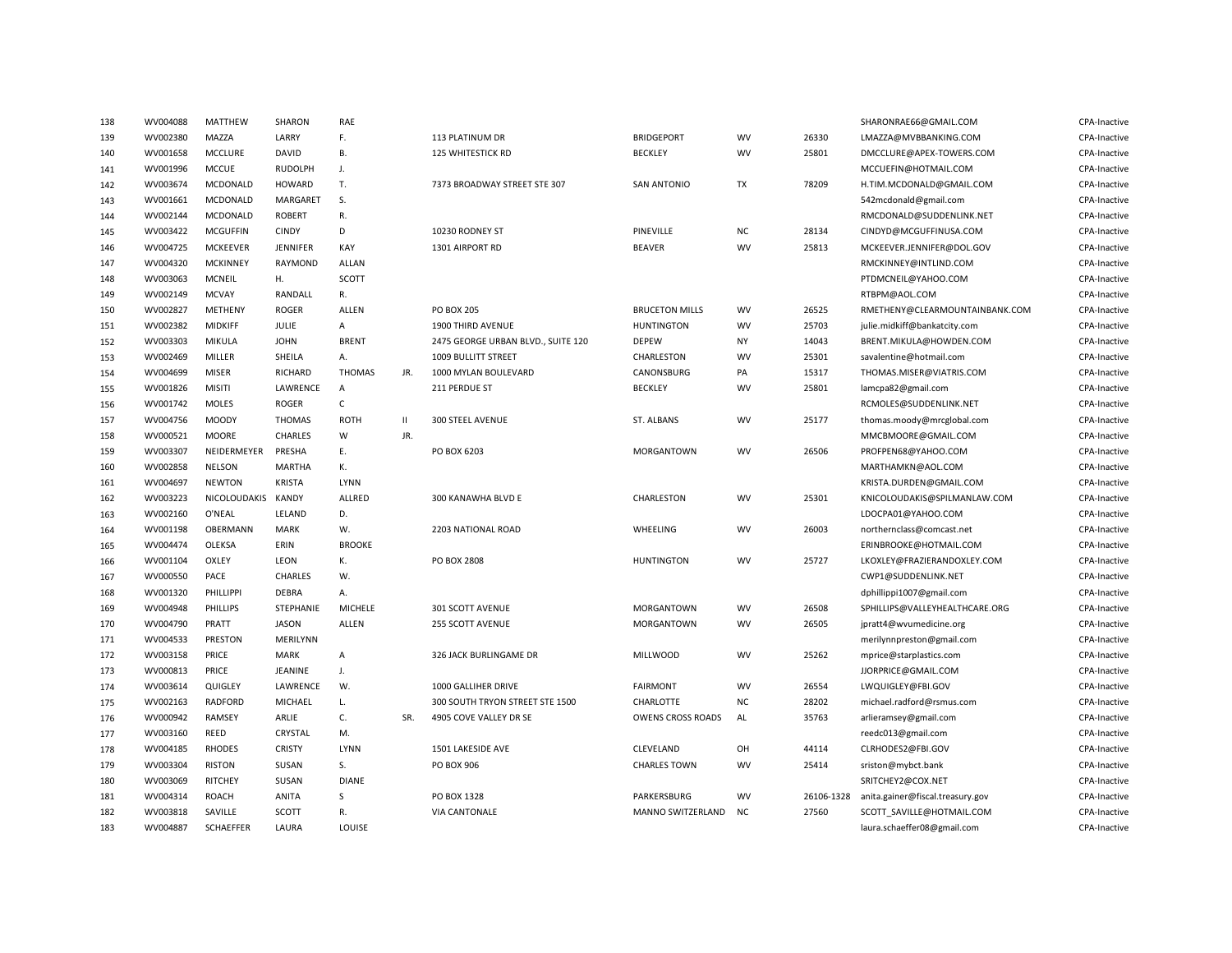| | | | | | | | | | | | |
|---|---|---|---|---|---|---|---|---|---|---|---|
| 138 | WV004088 | MATTHEW | SHARON | RAE | | | | | | SHARONRAE66@GMAIL.COM | CPA-Inactive |
| 139 | WV002380 | MAZZA | LARRY | F. | | 113 PLATINUM DR | BRIDGEPORT | WV | 26330 | LMAZZA@MVBBANKING.COM | CPA-Inactive |
| 140 | WV001658 | MCCLURE | DAVID | B. | | 125 WHITESTICK RD | BECKLEY | WV | 25801 | DMCCLURE@APEX-TOWERS.COM | CPA-Inactive |
| 141 | WV001996 | MCCUE | RUDOLPH | J. | | | | | | MCCUEFIN@HOTMAIL.COM | CPA-Inactive |
| 142 | WV003674 | MCDONALD | HOWARD | T. | | 7373 BROADWAY STREET STE 307 | SAN ANTONIO | TX | 78209 | H.TIM.MCDONALD@GMAIL.COM | CPA-Inactive |
| 143 | WV001661 | MCDONALD | MARGARET | S. | | | | | | 542mcdonald@gmail.com | CPA-Inactive |
| 144 | WV002144 | MCDONALD | ROBERT | R. | | | | | | RMCDONALD@SUDDENLINK.NET | CPA-Inactive |
| 145 | WV003422 | MCGUFFIN | CINDY | D | | 10230 RODNEY ST | PINEVILLE | NC | 28134 | CINDYD@MCGUFFINUSA.COM | CPA-Inactive |
| 146 | WV004725 | MCKEEVER | JENNIFER | KAY | | 1301 AIRPORT RD | BEAVER | WV | 25813 | MCKEEVER.JENNIFER@DOL.GOV | CPA-Inactive |
| 147 | WV004320 | MCKINNEY | RAYMOND | ALLAN | | | | | | RMCKINNEY@INTLIND.COM | CPA-Inactive |
| 148 | WV003063 | MCNEIL | H. | SCOTT | | | | | | PTDMCNEIL@YAHOO.COM | CPA-Inactive |
| 149 | WV002149 | MCVAY | RANDALL | R. | | | | | | RTBPM@AOL.COM | CPA-Inactive |
| 150 | WV002827 | METHENY | ROGER | ALLEN | | PO BOX 205 | BRUCETON MILLS | WV | 26525 | RMETHENY@CLEARMOUNTAINBANK.COM | CPA-Inactive |
| 151 | WV002382 | MIDKIFF | JULIE | A | | 1900 THIRD AVENUE | HUNTINGTON | WV | 25703 | julie.midkiff@bankatcity.com | CPA-Inactive |
| 152 | WV003303 | MIKULA | JOHN | BRENT | | 2475 GEORGE URBAN BLVD., SUITE 120 | DEPEW | NY | 14043 | BRENT.MIKULA@HOWDEN.COM | CPA-Inactive |
| 153 | WV002469 | MILLER | SHEILA | A. | | 1009 BULLITT STREET | CHARLESTON | WV | 25301 | savalentine@hotmail.com | CPA-Inactive |
| 154 | WV004699 | MISER | RICHARD | THOMAS | JR. | 1000 MYLAN BOULEVARD | CANONSBURG | PA | 15317 | THOMAS.MISER@VIATRIS.COM | CPA-Inactive |
| 155 | WV001826 | MISITI | LAWRENCE | A | | 211 PERDUE ST | BECKLEY | WV | 25801 | lamcpa82@gmail.com | CPA-Inactive |
| 156 | WV001742 | MOLES | ROGER | C | | | | | | RCMOLES@SUDDENLINK.NET | CPA-Inactive |
| 157 | WV004756 | MOODY | THOMAS | ROTH | II | 300 STEEL AVENUE | ST. ALBANS | WV | 25177 | thomas.moody@mrcglobal.com | CPA-Inactive |
| 158 | WV000521 | MOORE | CHARLES | W | JR. | | | | | MMCBMOORE@GMAIL.COM | CPA-Inactive |
| 159 | WV003307 | NEIDERMEYER | PRESHA | E. | | PO BOX 6203 | MORGANTOWN | WV | 26506 | PROFPEN68@YAHOO.COM | CPA-Inactive |
| 160 | WV002858 | NELSON | MARTHA | K. | | | | | | MARTHAMKN@AOL.COM | CPA-Inactive |
| 161 | WV004697 | NEWTON | KRISTA | LYNN | | | | | | KRISTA.DURDEN@GMAIL.COM | CPA-Inactive |
| 162 | WV003223 | NICOLOUDAKIS | KANDY | ALLRED | | 300 KANAWHA BLVD E | CHARLESTON | WV | 25301 | KNICOLOUDAKIS@SPILMANLAW.COM | CPA-Inactive |
| 163 | WV002160 | O'NEAL | LELAND | D. | | | | | | LDOCPA01@YAHOO.COM | CPA-Inactive |
| 164 | WV001198 | OBERMANN | MARK | W. | | 2203 NATIONAL ROAD | WHEELING | WV | 26003 | northernclass@comcast.net | CPA-Inactive |
| 165 | WV004474 | OLEKSA | ERIN | BROOKE | | | | | | ERINBROOKE@HOTMAIL.COM | CPA-Inactive |
| 166 | WV001104 | OXLEY | LEON | K. | | PO BOX 2808 | HUNTINGTON | WV | 25727 | LKOXLEY@FRAZIERANDOXLEY.COM | CPA-Inactive |
| 167 | WV000550 | PACE | CHARLES | W. | | | | | | CWP1@SUDDENLINK.NET | CPA-Inactive |
| 168 | WV001320 | PHILLIPPI | DEBRA | A. | | | | | | dphillippi1007@gmail.com | CPA-Inactive |
| 169 | WV004948 | PHILLIPS | STEPHANIE | MICHELE | | 301 SCOTT AVENUE | MORGANTOWN | WV | 26508 | SPHILLIPS@VALLEYHEALTHCARE.ORG | CPA-Inactive |
| 170 | WV004790 | PRATT | JASON | ALLEN | | 255 SCOTT AVENUE | MORGANTOWN | WV | 26505 | jpratt4@wvumedicine.org | CPA-Inactive |
| 171 | WV004533 | PRESTON | MERILYNN | | | | | | | merilynnpreston@gmail.com | CPA-Inactive |
| 172 | WV003158 | PRICE | MARK | A | | 326 JACK BURLINGAME DR | MILLWOOD | WV | 25262 | mprice@starplastics.com | CPA-Inactive |
| 173 | WV000813 | PRICE | JEANINE | J. | | | | | | JJORPRICE@GMAIL.COM | CPA-Inactive |
| 174 | WV003614 | QUIGLEY | LAWRENCE | W. | | 1000 GALLIHER DRIVE | FAIRMONT | WV | 26554 | LWQUIGLEY@FBI.GOV | CPA-Inactive |
| 175 | WV002163 | RADFORD | MICHAEL | L. | | 300 SOUTH TRYON STREET STE 1500 | CHARLOTTE | NC | 28202 | michael.radford@rsmus.com | CPA-Inactive |
| 176 | WV000942 | RAMSEY | ARLIE | C. | SR. | 4905 COVE VALLEY DR SE | OWENS CROSS ROADS | AL | 35763 | arlieramsey@gmail.com | CPA-Inactive |
| 177 | WV003160 | REED | CRYSTAL | M. | | | | | | reedc013@gmail.com | CPA-Inactive |
| 178 | WV004185 | RHODES | CRISTY | LYNN | | 1501 LAKESIDE AVE | CLEVELAND | OH | 44114 | CLRHODES2@FBI.GOV | CPA-Inactive |
| 179 | WV003304 | RISTON | SUSAN | S. | | PO BOX 906 | CHARLES TOWN | WV | 25414 | sriston@mybct.bank | CPA-Inactive |
| 180 | WV003069 | RITCHEY | SUSAN | DIANE | | | | | | SRITCHEY2@COX.NET | CPA-Inactive |
| 181 | WV004314 | ROACH | ANITA | S | | PO BOX 1328 | PARKERSBURG | WV | 26106-1328 | anita.gainer@fiscal.treasury.gov | CPA-Inactive |
| 182 | WV003818 | SAVILLE | SCOTT | R. | | VIA CANTONALE | MANNO SWITZERLAND | NC | 27560 | SCOTT_SAVILLE@HOTMAIL.COM | CPA-Inactive |
| 183 | WV004887 | SCHAEFFER | LAURA | LOUISE | | | | | | laura.schaeffer08@gmail.com | CPA-Inactive |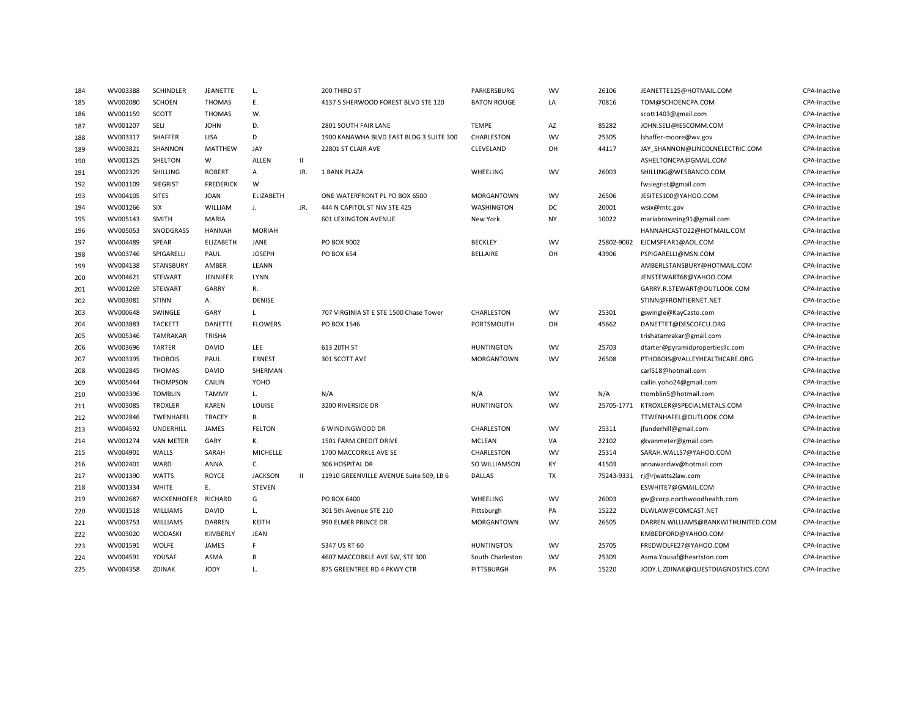| | | | | | | | | | | | |
|---|---|---|---|---|---|---|---|---|---|---|---|
| 184 | WV003388 | SCHINDLER | JEANETTE | L. | | 200 THIRD ST | PARKERSBURG | WV | 26106 | JEANETTE125@HOTMAIL.COM | CPA-Inactive |
| 185 | WV002080 | SCHOEN | THOMAS | E. | | 4137 S SHERWOOD FOREST BLVD STE 120 | BATON ROUGE | LA | 70816 | TOM@SCHOENCPA.COM | CPA-Inactive |
| 186 | WV001159 | SCOTT | THOMAS | W. | | | | | | scott1403@gmail.com | CPA-Inactive |
| 187 | WV001207 | SELI | JOHN | D. | | 2801 SOUTH FAIR LANE | TEMPE | AZ | 85282 | JOHN.SELI@IESCOMM.COM | CPA-Inactive |
| 188 | WV003317 | SHAFFER | LISA | D | | 1900 KANAWHA BLVD EAST BLDG 3 SUITE 300 | CHARLESTON | WV | 25305 | lshaffer-moore@wv.gov | CPA-Inactive |
| 189 | WV003821 | SHANNON | MATTHEW | JAY | | 22801 ST CLAIR AVE | CLEVELAND | OH | 44117 | JAY_SHANNON@LINCOLNELECTRIC.COM | CPA-Inactive |
| 190 | WV001325 | SHELTON | W | ALLEN | II | | | | | ASHELTONCPA@GMAIL.COM | CPA-Inactive |
| 191 | WV002329 | SHILLING | ROBERT | A | JR. | 1 BANK PLAZA | WHEELING | WV | 26003 | SHILLING@WESBANCO.COM | CPA-Inactive |
| 192 | WV001109 | SIEGRIST | FREDERICK | W | | | | | | fwsiegrist@gmail.com | CPA-Inactive |
| 193 | WV004105 | SITES | JOAN | ELIZABETH | | ONE WATERFRONT PL PO BOX 6500 | MORGANTOWN | WV | 26506 | JESITES100@YAHOO.COM | CPA-Inactive |
| 194 | WV001266 | SIX | WILLIAM | J. | JR. | 444 N CAPITOL ST NW STE 425 | WASHINGTON | DC | 20001 | wsix@mtc.gov | CPA-Inactive |
| 195 | WV005143 | SMITH | MARIA | | | 601 LEXINGTON AVENUE | New York | NY | 10022 | mariabrowning91@gmail.com | CPA-Inactive |
| 196 | WV005053 | SNODGRASS | HANNAH | MORIAH | | | | | | HANNAHCASTO22@HOTMAIL.COM | CPA-Inactive |
| 197 | WV004489 | SPEAR | ELIZABETH | JANE | | PO BOX 9002 | BECKLEY | WV | 25802-9002 | EJCMSPEAR1@AOL.COM | CPA-Inactive |
| 198 | WV003746 | SPIGARELLI | PAUL | JOSEPH | | PO BOX 654 | BELLAIRE | OH | 43906 | PSPIGARELLI@MSN.COM | CPA-Inactive |
| 199 | WV004138 | STANSBURY | AMBER | LEANN | | | | | | AMBERLSTANSBURY@HOTMAIL.COM | CPA-Inactive |
| 200 | WV004621 | STEWART | JENNIFER | LYNN | | | | | | JENSTEWART68@YAHOO.COM | CPA-Inactive |
| 201 | WV001269 | STEWART | GARRY | R. | | | | | | GARRY.R.STEWART@OUTLOOK.COM | CPA-Inactive |
| 202 | WV003081 | STINN | A. | DENISE | | | | | | STINN@FRONTIERNET.NET | CPA-Inactive |
| 203 | WV000648 | SWINGLE | GARY | L | | 707 VIRGINIA ST E STE 1500 Chase Tower | CHARLESTON | WV | 25301 | gswingle@KayCasto.com | CPA-Inactive |
| 204 | WV003883 | TACKETT | DANETTE | FLOWERS | | PO BOX 1546 | PORTSMOUTH | OH | 45662 | DANETTET@DESCOFCU.ORG | CPA-Inactive |
| 205 | WV005346 | TAMRAKAR | TRISHA | | | | | | | trishatamrakar@gmail.com | CPA-Inactive |
| 206 | WV003696 | TARTER | DAVID | LEE | | 613 20TH ST | HUNTINGTON | WV | 25703 | dtarter@pyramidpropertiesllc.com | CPA-Inactive |
| 207 | WV003395 | THOBOIS | PAUL | ERNEST | | 301 SCOTT AVE | MORGANTOWN | WV | 26508 | PTHOBOIS@VALLEYHEALTHCARE.ORG | CPA-Inactive |
| 208 | WV002845 | THOMAS | DAVID | SHERMAN | | | | | | carl518@hotmail.com | CPA-Inactive |
| 209 | WV005444 | THOMPSON | CAILIN | YOHO | | | | | | cailin.yoho24@gmail.com | CPA-Inactive |
| 210 | WV003396 | TOMBLIN | TAMMY | L. | | N/A | N/A | WV | N/A | ttomblin5@hotmail.com | CPA-Inactive |
| 211 | WV003085 | TROXLER | KAREN | LOUISE | | 3200 RIVERSIDE DR | HUNTINGTON | WV | 25705-1771 | KTROXLER@SPECIALMETALS.COM | CPA-Inactive |
| 212 | WV002846 | TWENHAFEL | TRACEY | B. | | | | | | TTWENHAFEL@OUTLOOK.COM | CPA-Inactive |
| 213 | WV004592 | UNDERHILL | JAMES | FELTON | | 6 WINDINGWOOD DR | CHARLESTON | WV | 25311 | jfunderhill@gmail.com | CPA-Inactive |
| 214 | WV001274 | VAN METER | GARY | K. | | 1501 FARM CREDIT DRIVE | MCLEAN | VA | 22102 | gkvanmeter@gmail.com | CPA-Inactive |
| 215 | WV004901 | WALLS | SARAH | MICHELLE | | 1700 MACCORKLE AVE SE | CHARLESTON | WV | 25314 | SARAH.WALLS7@YAHOO.COM | CPA-Inactive |
| 216 | WV002401 | WARD | ANNA | C. | | 306 HOSPITAL DR | SO WILLIAMSON | KY | 41503 | annawardwv@hotmail.com | CPA-Inactive |
| 217 | WV001390 | WATTS | ROYCE | JACKSON | II | 11910 GREENVILLE AVENUE Suite 509, LB 6 | DALLAS | TX | 75243-9331 | rj@rjwatts2law.com | CPA-Inactive |
| 218 | WV001334 | WHITE | E. | STEVEN | | | | | | ESWHITE7@GMAIL.COM | CPA-Inactive |
| 219 | WV002687 | WICKENHOFER | RICHARD | G | | PO BOX 6400 | WHEELING | WV | 26003 | gw@corp.northwoodhealth.com | CPA-Inactive |
| 220 | WV001518 | WILLIAMS | DAVID | L. | | 301 5th Avenue STE 210 | Pittsburgh | PA | 15222 | DLWLAW@COMCAST.NET | CPA-Inactive |
| 221 | WV003753 | WILLIAMS | DARREN | KEITH | | 990 ELMER PRINCE DR | MORGANTOWN | WV | 26505 | DARREN.WILLIAMS@BANKWITHUNITED.COM | CPA-Inactive |
| 222 | WV003020 | WODASKI | KIMBERLY | JEAN | | | | | | KMBEDFORD@YAHOO.COM | CPA-Inactive |
| 223 | WV001591 | WOLFE | JAMES | F | | 5347 US RT 60 | HUNTINGTON | WV | 25705 | FREDWOLFE27@YAHOO.COM | CPA-Inactive |
| 224 | WV004591 | YOUSAF | ASMA | B | | 4607 MACCORKLE AVE SW, STE 300 | South Charleston | WV | 25309 | Asma.Yousaf@heartston.com | CPA-Inactive |
| 225 | WV004358 | ZDINAK | JODY | L. | | 875 GREENTREE RD 4 PKWY CTR | PITTSBURGH | PA | 15220 | JODY.L.ZDINAK@QUESTDIAGNOSTICS.COM | CPA-Inactive |